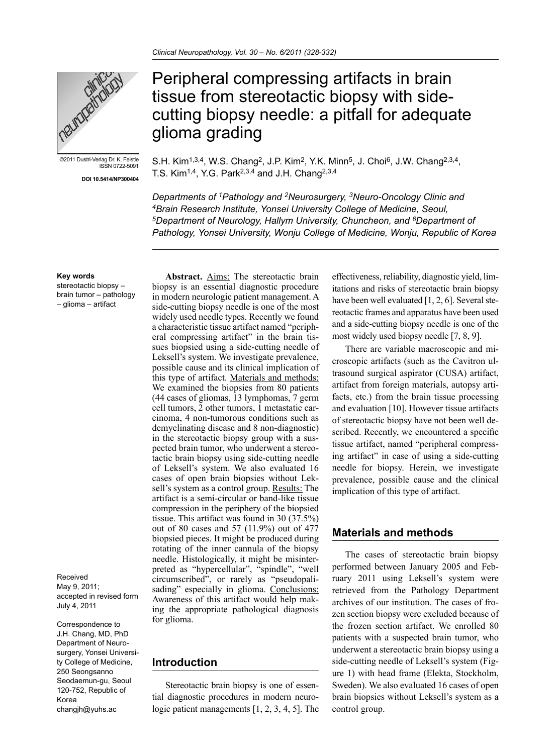# Peripheral compressing artifacts in brain tissue from stereotactic biopsy with side-cutting biopsy needle: a pitfall for adequate glioma grading

©2011 Dustri-Verlag Dr. K. Feistle
ISSN 0722-5091

**DOI 10.5414/NP300404**

S.H. Kim[1,3,4], W.S. Chang[2], J.P. Kim[2], Y.K. Minn[5], J. Choi[6], J.W. Chang[2,3,4], T.S. Kim[1,4], Y.G. Park[2,3,4] and J.H. Chang[2,3,4]

*Departments of [1]Pathology and [2]Neurosurgery, [3]Neuro-Oncology Clinic and [4]Brain Research Institute, Yonsei University College of Medicine, Seoul, [5]Department of Neurology, Hallym University, Chuncheon, and [6]Department of Pathology, Yonsei University, Wonju College of Medicine, Wonju, Republic of Korea*

**Key words**
stereotactic biopsy – brain tumor – pathology – glioma – artifact

Received May 9, 2011; accepted in revised form July 4, 2011

Correspondence to
J.H. Chang, MD, PhD
Department of Neurosurgery, Yonsei University College of Medicine, 250 Seongsanno Seodaemun-gu, Seoul 120-752, Republic of Korea
changjh@yuhs.ac

**Abstract.** Aims: The stereotactic brain biopsy is an essential diagnostic procedure in modern neurologic patient management. A side-cutting biopsy needle is one of the most widely used needle types. Recently we found a characteristic tissue artifact named "peripheral compressing artifact" in the brain tissues biopsied using a side-cutting needle of Leksell's system. We investigate prevalence, possible cause and its clinical implication of this type of artifact. Materials and methods: We examined the biopsies from 80 patients (44 cases of gliomas, 13 lymphomas, 7 germ cell tumors, 2 other tumors, 1 metastatic carcinoma, 4 non-tumorous conditions such as demyelinating disease and 8 non-diagnostic) in the stereotactic biopsy group with a suspected brain tumor, who underwent a stereotactic brain biopsy using side-cutting needle of Leksell's system. We also evaluated 16 cases of open brain biopsies without Leksell's system as a control group. Results: The artifact is a semi-circular or band-like tissue compression in the periphery of the biopsied tissue. This artifact was found in 30 (37.5%) out of 80 cases and 57 (11.9%) out of 477 biopsied pieces. It might be produced during rotating of the inner cannula of the biopsy needle. Histologically, it might be misinterpreted as "hypercellular", "spindle", "well circumscribed", or rarely as "pseudopalisading" especially in glioma. Conclusions: Awareness of this artifact would help making the appropriate pathological diagnosis for glioma.

## Introduction

Stereotactic brain biopsy is one of essential diagnostic procedures in modern neurologic patient managements [1, 2, 3, 4, 5]. The effectiveness, reliability, diagnostic yield, limitations and risks of stereotactic brain biopsy have been well evaluated [1, 2, 6]. Several stereotactic frames and apparatus have been used and a side-cutting biopsy needle is one of the most widely used biopsy needle [7, 8, 9].

There are variable macroscopic and microscopic artifacts (such as the Cavitron ultrasound surgical aspirator (CUSA) artifact, artifact from foreign materials, autopsy artifacts, etc.) from the brain tissue processing and evaluation [10]. However tissue artifacts of stereotactic biopsy have not been well described. Recently, we encountered a specific tissue artifact, named "peripheral compressing artifact" in case of using a side-cutting needle for biopsy. Herein, we investigate prevalence, possible cause and the clinical implication of this type of artifact.

## Materials and methods

The cases of stereotactic brain biopsy performed between January 2005 and February 2011 using Leksell's system were retrieved from the Pathology Department archives of our institution. The cases of frozen section biopsy were excluded because of the frozen section artifact. We enrolled 80 patients with a suspected brain tumor, who underwent a stereotactic brain biopsy using a side-cutting needle of Leksell's system (Figure 1) with head frame (Elekta, Stockholm, Sweden). We also evaluated 16 cases of open brain biopsies without Leksell's system as a control group.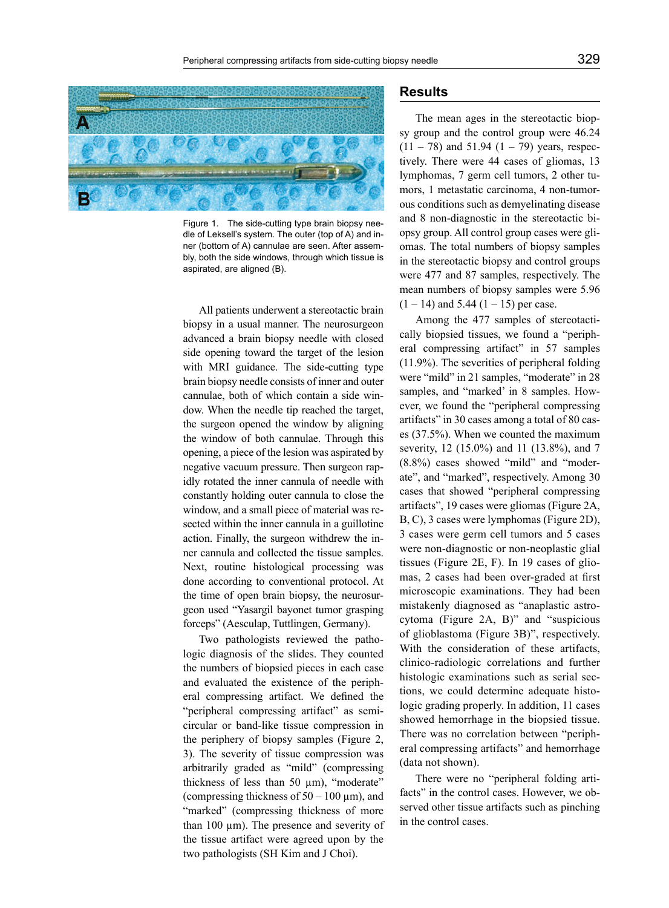Figure 1. The side-cutting type brain biopsy needle of Leksell's system. The outer (top of A) and inner (bottom of A) cannulae are seen. After assembly, both the side windows, through which tissue is aspirated, are aligned (B).

All patients underwent a stereotactic brain biopsy in a usual manner. The neurosurgeon advanced a brain biopsy needle with closed side opening toward the target of the lesion with MRI guidance. The side-cutting type brain biopsy needle consists of inner and outer cannulae, both of which contain a side window. When the needle tip reached the target, the surgeon opened the window by aligning the window of both cannulae. Through this opening, a piece of the lesion was aspirated by negative vacuum pressure. Then surgeon rapidly rotated the inner cannula of needle with constantly holding outer cannula to close the window, and a small piece of material was resected within the inner cannula in a guillotine action. Finally, the surgeon withdrew the inner cannula and collected the tissue samples. Next, routine histological processing was done according to conventional protocol. At the time of open brain biopsy, the neurosurgeon used "Yasargil bayonet tumor grasping forceps" (Aesculap, Tuttlingen, Germany).

Two pathologists reviewed the pathologic diagnosis of the slides. They counted the numbers of biopsied pieces in each case and evaluated the existence of the peripheral compressing artifact. We defined the "peripheral compressing artifact" as semicircular or band-like tissue compression in the periphery of biopsy samples (Figure 2, 3). The severity of tissue compression was arbitrarily graded as "mild" (compressing thickness of less than 50 μm), "moderate" (compressing thickness of 50 – 100 μm), and "marked" (compressing thickness of more than 100 μm). The presence and severity of the tissue artifact were agreed upon by the two pathologists (SH Kim and J Choi).

## Results

The mean ages in the stereotactic biopsy group and the control group were 46.24 (11 – 78) and 51.94 (1 – 79) years, respectively. There were 44 cases of gliomas, 13 lymphomas, 7 germ cell tumors, 2 other tumors, 1 metastatic carcinoma, 4 non-tumorous conditions such as demyelinating disease and 8 non-diagnostic in the stereotactic biopsy group. All control group cases were gliomas. The total numbers of biopsy samples in the stereotactic biopsy and control groups were 477 and 87 samples, respectively. The mean numbers of biopsy samples were 5.96 (1 – 14) and 5.44 (1 – 15) per case.

Among the 477 samples of stereotactically biopsied tissues, we found a "peripheral compressing artifact" in 57 samples (11.9%). The severities of peripheral folding were "mild" in 21 samples, "moderate" in 28 samples, and "marked' in 8 samples. However, we found the "peripheral compressing artifacts" in 30 cases among a total of 80 cases (37.5%). When we counted the maximum severity, 12 (15.0%) and 11 (13.8%), and 7 (8.8%) cases showed "mild" and "moderate", and "marked", respectively. Among 30 cases that showed "peripheral compressing artifacts", 19 cases were gliomas (Figure 2A, B, C), 3 cases were lymphomas (Figure 2D), 3 cases were germ cell tumors and 5 cases were non-diagnostic or non-neoplastic glial tissues (Figure 2E, F). In 19 cases of gliomas, 2 cases had been over-graded at first microscopic examinations. They had been mistakenly diagnosed as "anaplastic astrocytoma (Figure 2A, B)" and "suspicious of glioblastoma (Figure 3B)", respectively. With the consideration of these artifacts, clinico-radiologic correlations and further histologic examinations such as serial sections, we could determine adequate histologic grading properly. In addition, 11 cases showed hemorrhage in the biopsied tissue. There was no correlation between "peripheral compressing artifacts" and hemorrhage (data not shown).

There were no "peripheral folding artifacts" in the control cases. However, we observed other tissue artifacts such as pinching in the control cases.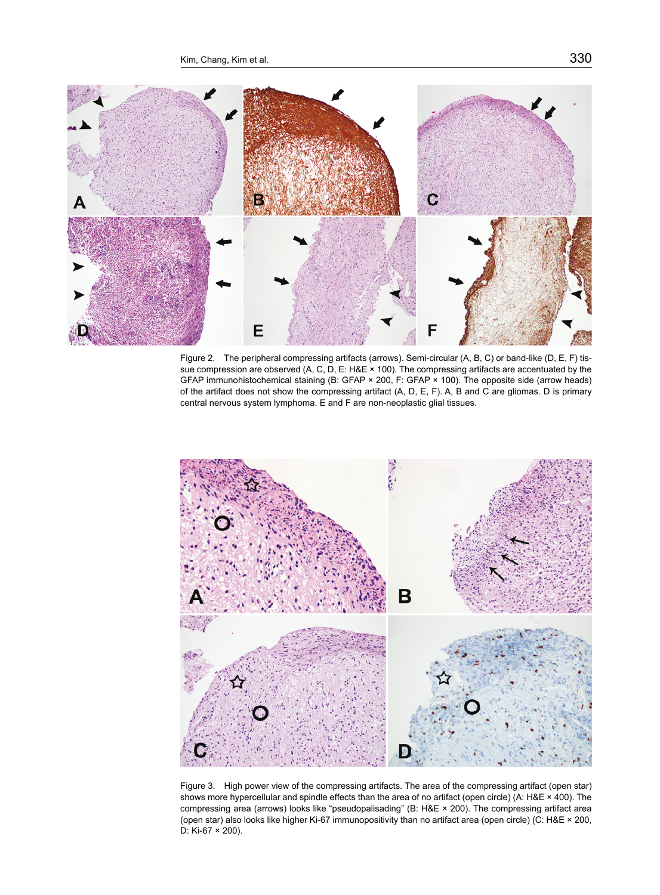Figure 2. The peripheral compressing artifacts (arrows). Semi-circular (A, B, C) or band-like (D, E, F) tissue compression are observed (A, C, D, E: H&E × 100). The compressing artifacts are accentuated by the GFAP immunohistochemical staining (B: GFAP × 200, F: GFAP × 100). The opposite side (arrow heads) of the artifact does not show the compressing artifact (A, D, E, F). A, B and C are gliomas. D is primary central nervous system lymphoma. E and F are non-neoplastic glial tissues.

Figure 3. High power view of the compressing artifacts. The area of the compressing artifact (open star) shows more hypercellular and spindle effects than the area of no artifact (open circle) (A: H&E × 400). The compressing area (arrows) looks like "pseudopalisading" (B: H&E × 200). The compressing artifact area (open star) also looks like higher Ki-67 immunopositivity than no artifact area (open circle) (C: H&E × 200, D: Ki-67 × 200).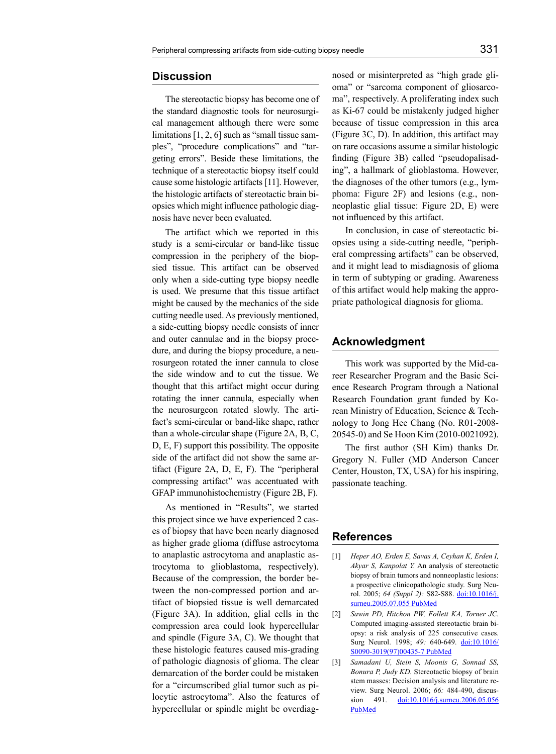## Discussion

The stereotactic biopsy has become one of the standard diagnostic tools for neurosurgical management although there were some limitations [1, 2, 6] such as "small tissue samples", "procedure complications" and "targeting errors". Beside these limitations, the technique of a stereotactic biopsy itself could cause some histologic artifacts [11]. However, the histologic artifacts of stereotactic brain biopsies which might influence pathologic diagnosis have never been evaluated.

The artifact which we reported in this study is a semi-circular or band-like tissue compression in the periphery of the biopsied tissue. This artifact can be observed only when a side-cutting type biopsy needle is used. We presume that this tissue artifact might be caused by the mechanics of the side cutting needle used. As previously mentioned, a side-cutting biopsy needle consists of inner and outer cannulae and in the biopsy procedure, and during the biopsy procedure, a neurosurgeon rotated the inner cannula to close the side window and to cut the tissue. We thought that this artifact might occur during rotating the inner cannula, especially when the neurosurgeon rotated slowly. The artifact's semi-circular or band-like shape, rather than a whole-circular shape (Figure 2A, B, C, D, E, F) support this possibility. The opposite side of the artifact did not show the same artifact (Figure 2A, D, E, F). The "peripheral compressing artifact" was accentuated with GFAP immunohistochemistry (Figure 2B, F).

As mentioned in "Results", we started this project since we have experienced 2 cases of biopsy that have been nearly diagnosed as higher grade glioma (diffuse astrocytoma to anaplastic astrocytoma and anaplastic astrocytoma to glioblastoma, respectively). Because of the compression, the border between the non-compressed portion and artifact of biopsied tissue is well demarcated (Figure 3A). In addition, glial cells in the compression area could look hypercellular and spindle (Figure 3A, C). We thought that these histologic features caused mis-grading of pathologic diagnosis of glioma. The clear demarcation of the border could be mistaken for a "circumscribed glial tumor such as pilocytic astrocytoma". Also the features of hypercellular or spindle might be overdiagnosed or misinterpreted as "high grade glioma" or "sarcoma component of gliosarcoma", respectively. A proliferating index such as Ki-67 could be mistakenly judged higher because of tissue compression in this area (Figure 3C, D). In addition, this artifact may on rare occasions assume a similar histologic finding (Figure 3B) called "pseudopalisading", a hallmark of glioblastoma. However, the diagnoses of the other tumors (e.g., lymphoma: Figure 2F) and lesions (e.g., non-neoplastic glial tissue: Figure 2D, E) were not influenced by this artifact.

In conclusion, in case of stereotactic biopsies using a side-cutting needle, "peripheral compressing artifacts" can be observed, and it might lead to misdiagnosis of glioma in term of subtyping or grading. Awareness of this artifact would help making the appropriate pathological diagnosis for glioma.

## Acknowledgment

This work was supported by the Mid-career Researcher Program and the Basic Science Research Program through a National Research Foundation grant funded by Korean Ministry of Education, Science & Technology to Jong Hee Chang (No. R01-2008-20545-0) and Se Hoon Kim (2010-0021092).

The first author (SH Kim) thanks Dr. Gregory N. Fuller (MD Anderson Cancer Center, Houston, TX, USA) for his inspiring, passionate teaching.

## References

[1] *Heper AO, Erden E, Savas A, Ceyhan K, Erden I, Akyar S, Kanpolat Y.* An analysis of stereotactic biopsy of brain tumors and nonneoplastic lesions: a prospective clinicopathologic study. Surg Neurol. 2005; *64 (Suppl 2):* S82-S88. doi:10.1016/j.surneu.2005.07.055 PubMed

[2] *Sawin PD, Hitchon PW, Follett KA, Torner JC.* Computed imaging-assisted stereotactic brain biopsy: a risk analysis of 225 consecutive cases. Surg Neurol. 1998; *49:* 640-649. doi:10.1016/S0090-3019(97)00435-7 PubMed

[3] *Samadani U, Stein S, Moonis G, Sonnad SS, Bonura P, Judy KD.* Stereotactic biopsy of brain stem masses: Decision analysis and literature review. Surg Neurol. 2006; *66:* 484-490, discussion 491. doi:10.1016/j.surneu.2006.05.056 PubMed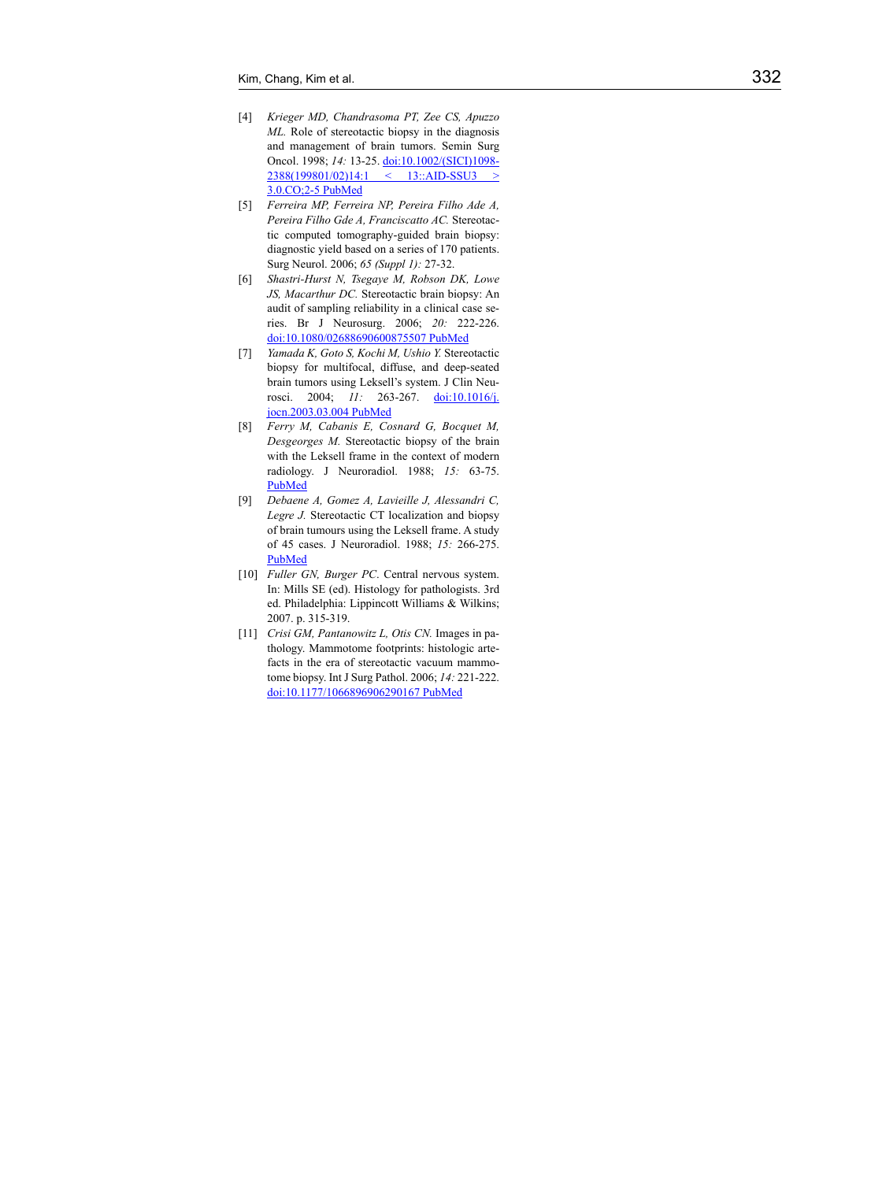[4] *Krieger MD, Chandrasoma PT, Zee CS, Apuzzo ML.* Role of stereotactic biopsy in the diagnosis and management of brain tumors. Semin Surg Oncol. 1998; *14:* 13-25. doi:10.1002/(SICI)1098-2388(199801/02)14:1 < 13::AID-SSU3 > 3.0.CO;2-5 PubMed

[5] *Ferreira MP, Ferreira NP, Pereira Filho Ade A, Pereira Filho Gde A, Franciscatto AC.* Stereotactic computed tomography-guided brain biopsy: diagnostic yield based on a series of 170 patients. Surg Neurol. 2006; *65 (Suppl 1):* 27-32.

[6] *Shastri-Hurst N, Tsegaye M, Robson DK, Lowe JS, Macarthur DC.* Stereotactic brain biopsy: An audit of sampling reliability in a clinical case series. Br J Neurosurg. 2006; *20:* 222-226. doi:10.1080/02688690600875507 PubMed

[7] *Yamada K, Goto S, Kochi M, Ushio Y.* Stereotactic biopsy for multifocal, diffuse, and deep-seated brain tumors using Leksell's system. J Clin Neurosci. 2004; *11:* 263-267. doi:10.1016/j.jocn.2003.03.004 PubMed

[8] *Ferry M, Cabanis E, Cosnard G, Bocquet M, Desgeorges M.* Stereotactic biopsy of the brain with the Leksell frame in the context of modern radiology. J Neuroradiol. 1988; *15:* 63-75. PubMed

[9] *Debaene A, Gomez A, Lavieille J, Alessandri C, Legre J.* Stereotactic CT localization and biopsy of brain tumours using the Leksell frame. A study of 45 cases. J Neuroradiol. 1988; *15:* 266-275. PubMed

[10] *Fuller GN, Burger PC.* Central nervous system. In: Mills SE (ed). Histology for pathologists. 3rd ed. Philadelphia: Lippincott Williams & Wilkins; 2007. p. 315-319.

[11] *Crisi GM, Pantanowitz L, Otis CN.* Images in pathology. Mammotome footprints: histologic artefacts in the era of stereotactic vacuum mammotome biopsy. Int J Surg Pathol. 2006; *14:* 221-222. doi:10.1177/1066896906290167 PubMed